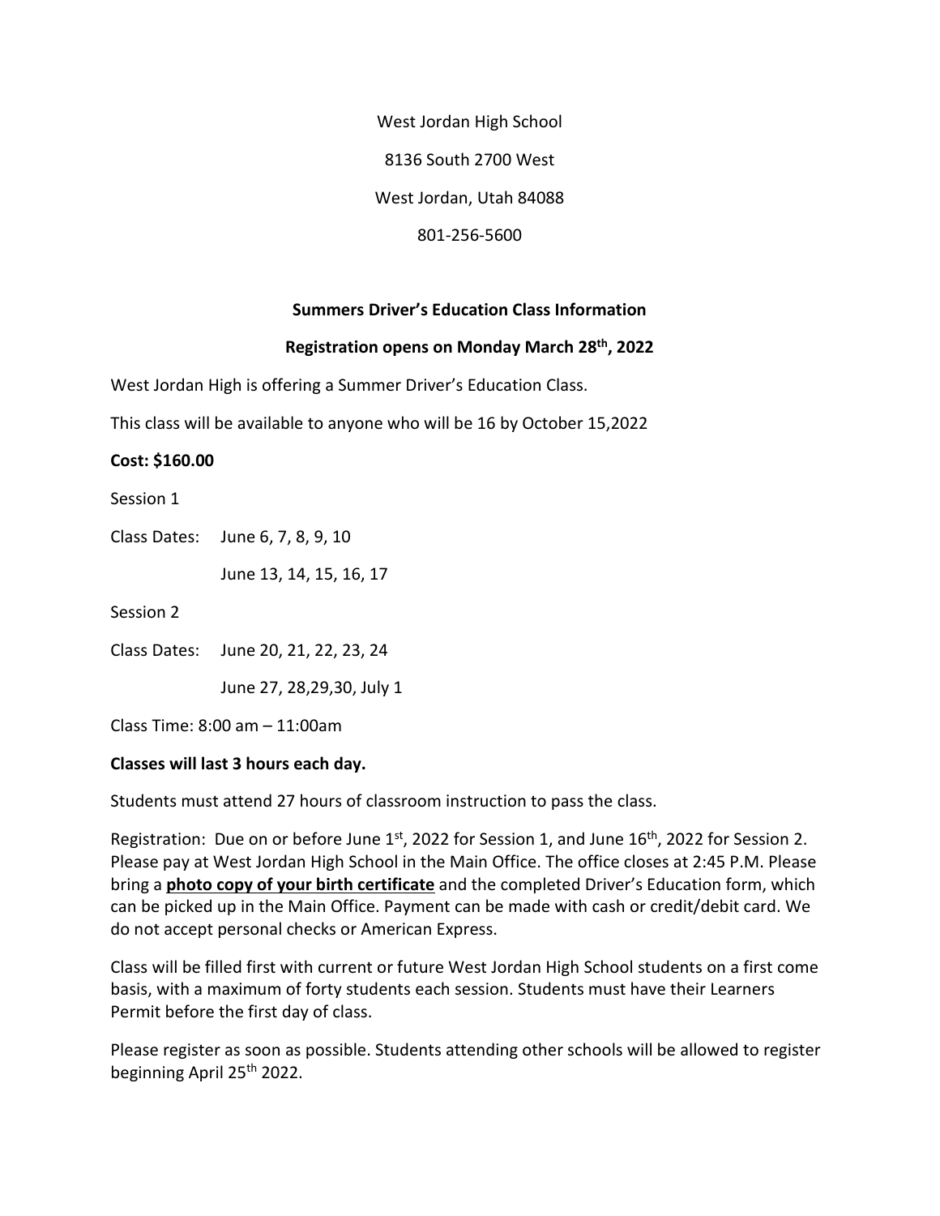West Jordan High School

8136 South 2700 West

West Jordan, Utah 84088

801-256-5600

**Summers Driver's Education Class Information**

**Registration opens on Monday March 28th, 2022**

West Jordan High is offering a Summer Driver's Education Class.

This class will be available to anyone who will be 16 by October 15,2022

**Cost: $160.00**

Session 1

Class Dates: June 6, 7, 8, 9, 10

June 13, 14, 15, 16, 17

Session 2

Class Dates: June 20, 21, 22, 23, 24

June 27, 28,29,30, July 1

Class Time: 8:00 am – 11:00am

**Classes will last 3 hours each day.**

Students must attend 27 hours of classroom instruction to pass the class.

Registration: Due on or before June 1st, 2022 for Session 1, and June 16th, 2022 for Session 2. Please pay at West Jordan High School in the Main Office. The office closes at 2:45 P.M. Please bring a **photo copy of your birth certificate** and the completed Driver's Education form, which can be picked up in the Main Office. Payment can be made with cash or credit/debit card. We do not accept personal checks or American Express.

Class will be filled first with current or future West Jordan High School students on a first come basis, with a maximum of forty students each session. Students must have their Learners Permit before the first day of class.

Please register as soon as possible. Students attending other schools will be allowed to register beginning April 25th 2022.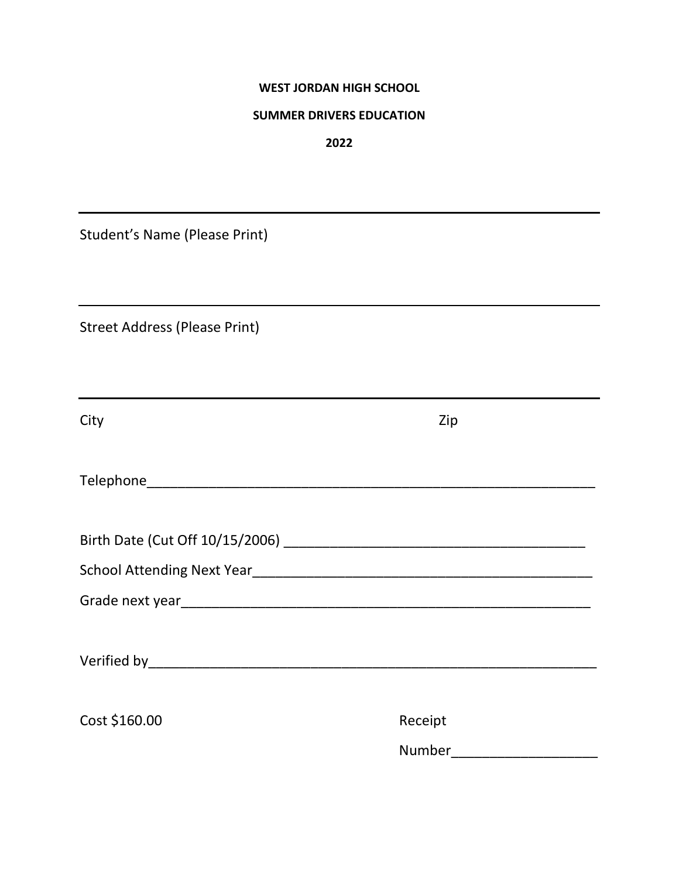**WEST JORDAN HIGH SCHOOL**

**SUMMER DRIVERS EDUCATION**

**2022**

---

Student's Name (Please Print)

---

Street Address (Please Print)

---

City Zip

Telephone______________________________________________________________

Birth Date (Cut Off 10/15/2006) ________________________________________

School Attending Next Year_____________________________________________

Grade next year_______________________________________________________

Verified by_____________________________________________________________

Cost $160.00

Receipt

Number___________________